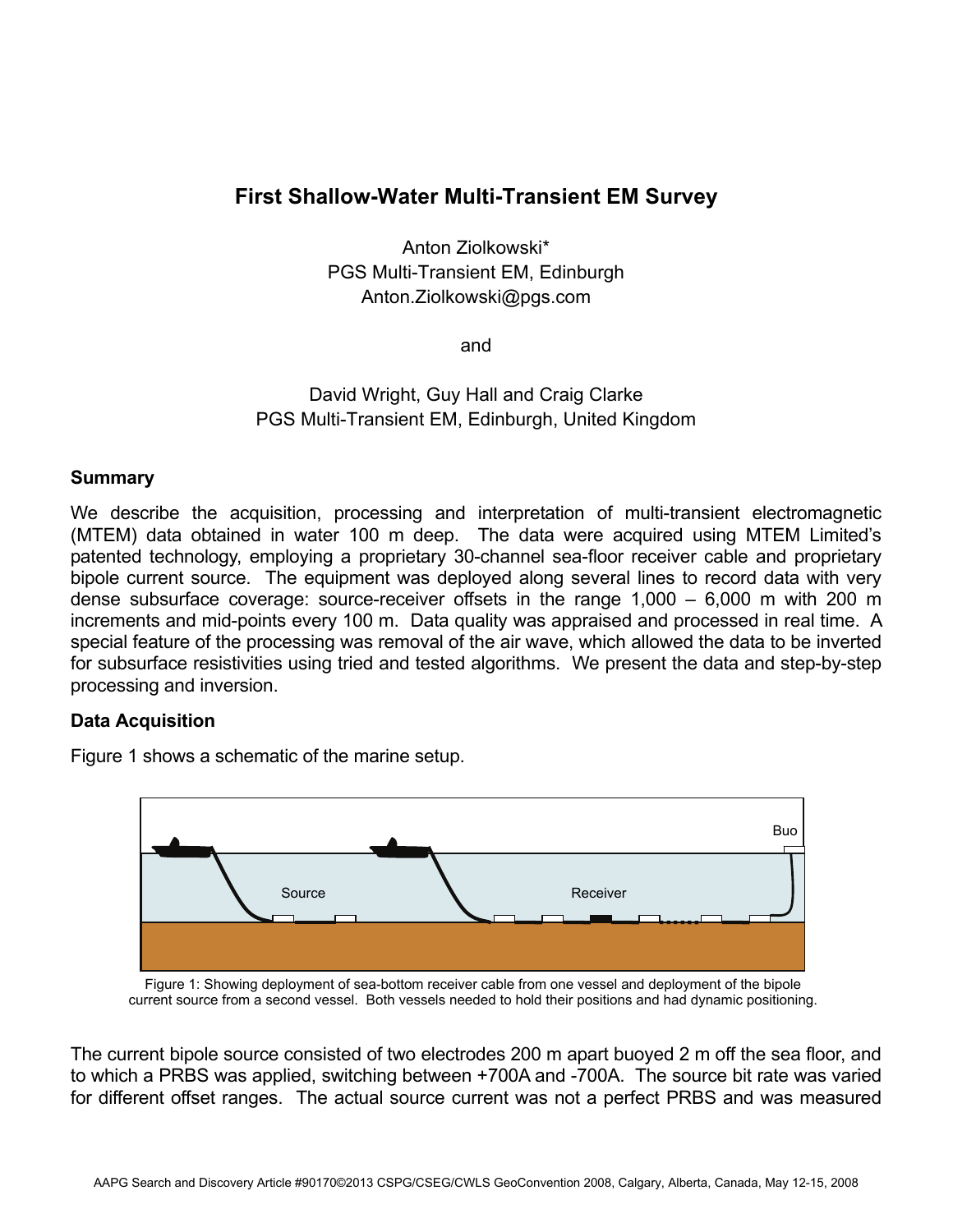# First Shallow-Water Multi-Transient EM Survey

Anton Ziolkowski*
PGS Multi-Transient EM, Edinburgh
Anton.Ziolkowski@pgs.com

and

David Wright, Guy Hall and Craig Clarke
PGS Multi-Transient EM, Edinburgh, United Kingdom

## Summary

We describe the acquisition, processing and interpretation of multi-transient electromagnetic (MTEM) data obtained in water 100 m deep. The data were acquired using MTEM Limited's patented technology, employing a proprietary 30-channel sea-floor receiver cable and proprietary bipole current source. The equipment was deployed along several lines to record data with very dense subsurface coverage: source-receiver offsets in the range 1,000 – 6,000 m with 200 m increments and mid-points every 100 m. Data quality was appraised and processed in real time. A special feature of the processing was removal of the air wave, which allowed the data to be inverted for subsurface resistivities using tried and tested algorithms. We present the data and step-by-step processing and inversion.

## Data Acquisition

Figure 1 shows a schematic of the marine setup.

Figure 1: Showing deployment of sea-bottom receiver cable from one vessel and deployment of the bipole current source from a second vessel. Both vessels needed to hold their positions and had dynamic positioning.

The current bipole source consisted of two electrodes 200 m apart buoyed 2 m off the sea floor, and to which a PRBS was applied, switching between +700A and -700A. The source bit rate was varied for different offset ranges. The actual source current was not a perfect PRBS and was measured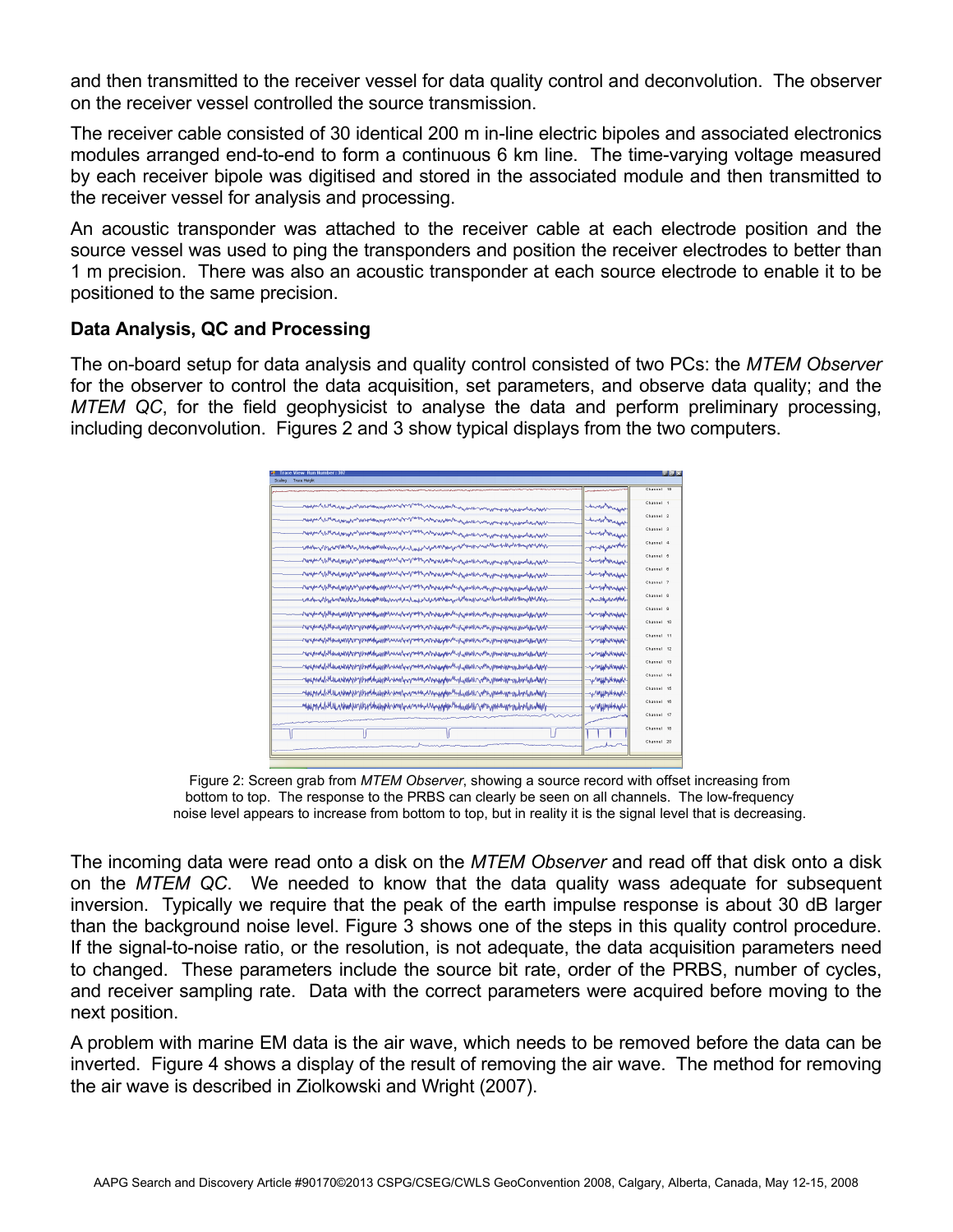and then transmitted to the receiver vessel for data quality control and deconvolution. The observer on the receiver vessel controlled the source transmission.

The receiver cable consisted of 30 identical 200 m in-line electric bipoles and associated electronics modules arranged end-to-end to form a continuous 6 km line. The time-varying voltage measured by each receiver bipole was digitised and stored in the associated module and then transmitted to the receiver vessel for analysis and processing.

An acoustic transponder was attached to the receiver cable at each electrode position and the source vessel was used to ping the transponders and position the receiver electrodes to better than 1 m precision. There was also an acoustic transponder at each source electrode to enable it to be positioned to the same precision.

### Data Analysis, QC and Processing

The on-board setup for data analysis and quality control consisted of two PCs: the *MTEM Observer* for the observer to control the data acquisition, set parameters, and observe data quality; and the *MTEM QC*, for the field geophysicist to analyse the data and perform preliminary processing, including deconvolution. Figures 2 and 3 show typical displays from the two computers.

Figure 2: Screen grab from *MTEM Observer*, showing a source record with offset increasing from bottom to top. The response to the PRBS can clearly be seen on all channels. The low-frequency noise level appears to increase from bottom to top, but in reality it is the signal level that is decreasing.

The incoming data were read onto a disk on the *MTEM Observer* and read off that disk onto a disk on the *MTEM QC*. We needed to know that the data quality wass adequate for subsequent inversion. Typically we require that the peak of the earth impulse response is about 30 dB larger than the background noise level. Figure 3 shows one of the steps in this quality control procedure. If the signal-to-noise ratio, or the resolution, is not adequate, the data acquisition parameters need to changed. These parameters include the source bit rate, order of the PRBS, number of cycles, and receiver sampling rate. Data with the correct parameters were acquired before moving to the next position.

A problem with marine EM data is the air wave, which needs to be removed before the data can be inverted. Figure 4 shows a display of the result of removing the air wave. The method for removing the air wave is described in Ziolkowski and Wright (2007).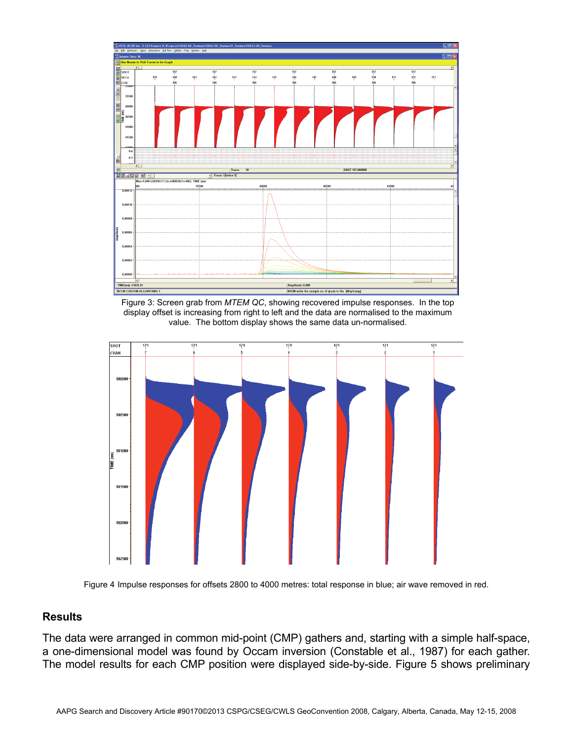Figure 3: Screen grab from *MTEM QC*, showing recovered impulse responses. In the top display offset is increasing from right to left and the data are normalised to the maximum value. The bottom display shows the same data un-normalised.

Figure 4 Impulse responses for offsets 2800 to 4000 metres: total response in blue; air wave removed in red.

## Results

The data were arranged in common mid-point (CMP) gathers and, starting with a simple half-space, a one-dimensional model was found by Occam inversion (Constable et al., 1987) for each gather. The model results for each CMP position were displayed side-by-side. Figure 5 shows preliminary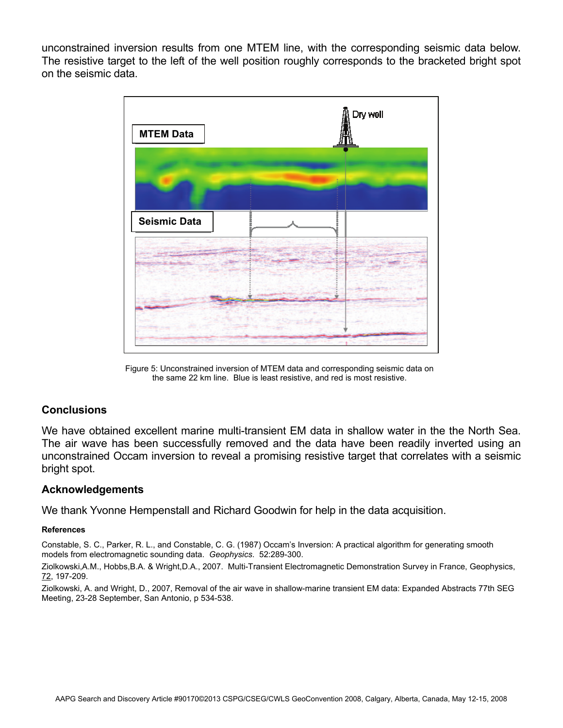unconstrained inversion results from one MTEM line, with the corresponding seismic data below. The resistive target to the left of the well position roughly corresponds to the bracketed bright spot on the seismic data.

Dry well

MTEM Data

Seismic Data

Figure 5: Unconstrained inversion of MTEM data and corresponding seismic data on the same 22 km line. Blue is least resistive, and red is most resistive.

## Conclusions

We have obtained excellent marine multi-transient EM data in shallow water in the the North Sea. The air wave has been successfully removed and the data have been readily inverted using an unconstrained Occam inversion to reveal a promising resistive target that correlates with a seismic bright spot.

## Acknowledgements

We thank Yvonne Hempenstall and Richard Goodwin for help in the data acquisition.

#### References

Constable, S. C., Parker, R. L., and Constable, C. G. (1987) Occam's Inversion: A practical algorithm for generating smooth models from electromagnetic sounding data. *Geophysics*. 52:289-300.

Ziolkowski,A.M., Hobbs,B.A. & Wright,D.A., 2007. Multi-Transient Electromagnetic Demonstration Survey in France, Geophysics, 72, 197-209.

Ziolkowski, A. and Wright, D., 2007, Removal of the air wave in shallow-marine transient EM data: Expanded Abstracts 77th SEG Meeting, 23-28 September, San Antonio, p 534-538.